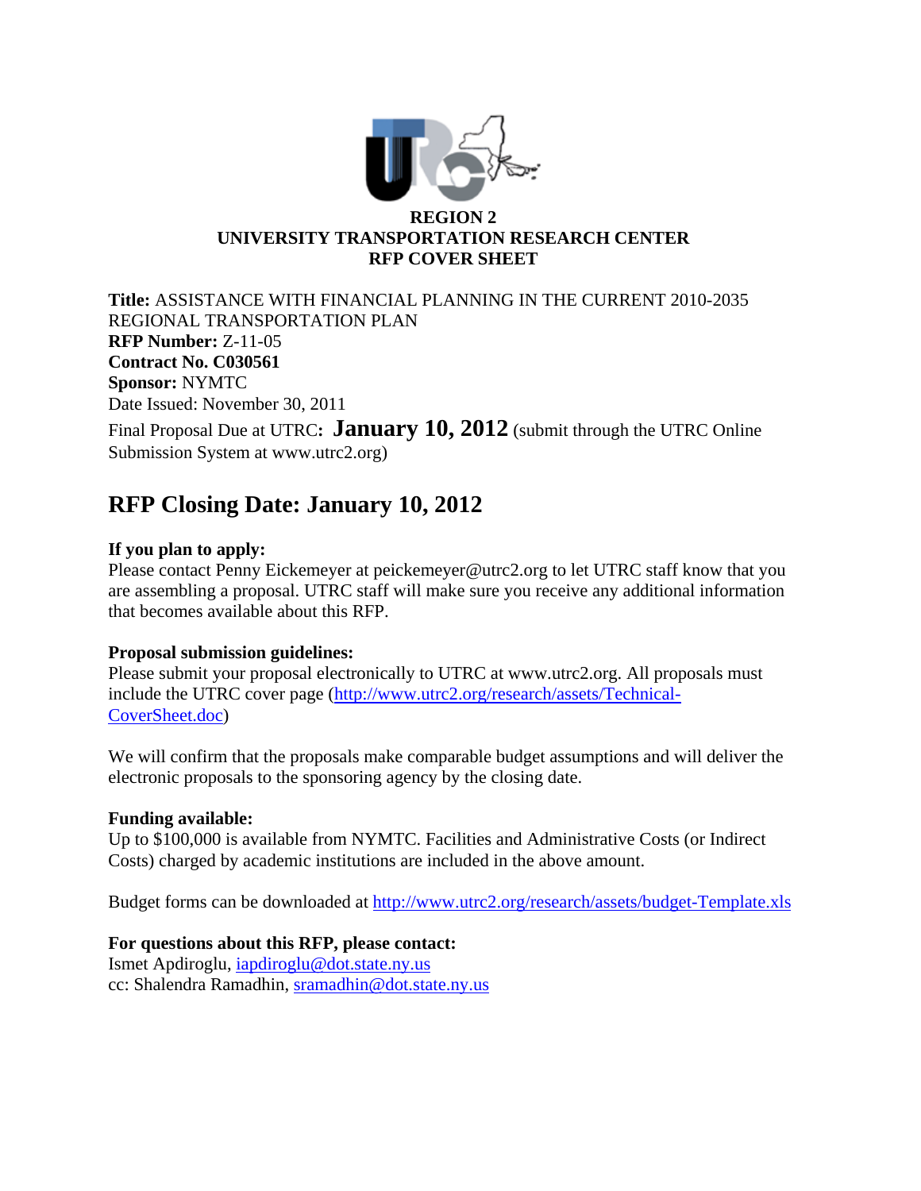**REGION 2**
**UNIVERSITY TRANSPORTATION RESEARCH CENTER**
**RFP COVER SHEET**

**Title:** ASSISTANCE WITH FINANCIAL PLANNING IN THE CURRENT 2010-2035 REGIONAL TRANSPORTATION PLAN
**RFP Number:** Z-11-05
**Contract No. C030561**
**Sponsor:** NYMTC
Date Issued: November 30, 2011
Final Proposal Due at UTRC**: January 10, 2012** (submit through the UTRC Online Submission System at www.utrc2.org)

## RFP Closing Date: January 10, 2012

**If you plan to apply:**
Please contact Penny Eickemeyer at peickemeyer@utrc2.org to let UTRC staff know that you are assembling a proposal. UTRC staff will make sure you receive any additional information that becomes available about this RFP.

**Proposal submission guidelines:**
Please submit your proposal electronically to UTRC at www.utrc2.org. All proposals must include the UTRC cover page (http://www.utrc2.org/research/assets/Technical-CoverSheet.doc)

We will confirm that the proposals make comparable budget assumptions and will deliver the electronic proposals to the sponsoring agency by the closing date.

**Funding available:**
Up to $100,000 is available from NYMTC. Facilities and Administrative Costs (or Indirect Costs) charged by academic institutions are included in the above amount.

Budget forms can be downloaded at http://www.utrc2.org/research/assets/budget-Template.xls

**For questions about this RFP, please contact:**
Ismet Apdiroglu, iapdiroglu@dot.state.ny.us
cc: Shalendra Ramadhin, sramadhin@dot.state.ny.us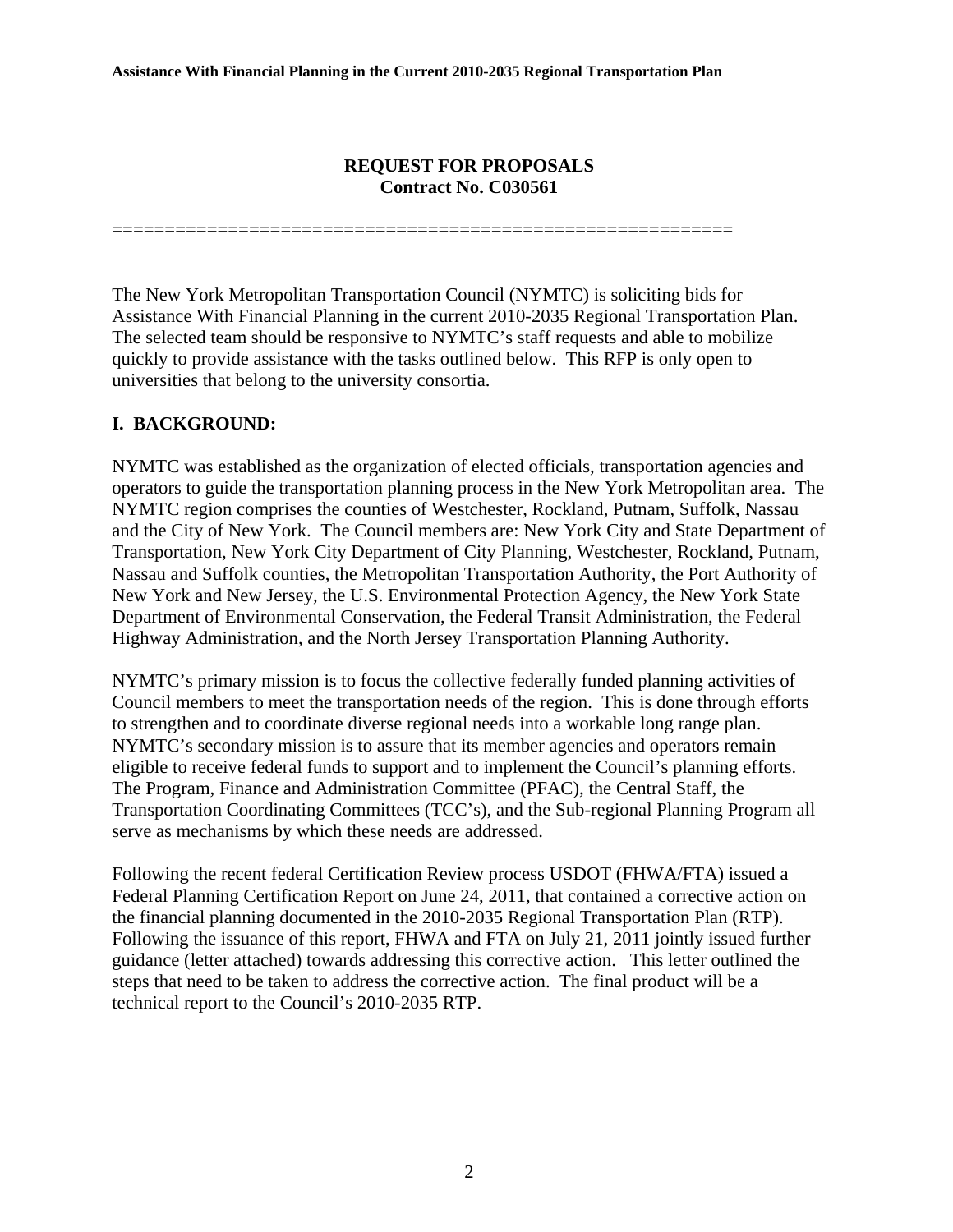**REQUEST FOR PROPOSALS**
**Contract No. C030561**

============================================================

The New York Metropolitan Transportation Council (NYMTC) is soliciting bids for Assistance With Financial Planning in the current 2010-2035 Regional Transportation Plan. The selected team should be responsive to NYMTC's staff requests and able to mobilize quickly to provide assistance with the tasks outlined below. This RFP is only open to universities that belong to the university consortia.

## I. BACKGROUND:

NYMTC was established as the organization of elected officials, transportation agencies and operators to guide the transportation planning process in the New York Metropolitan area. The NYMTC region comprises the counties of Westchester, Rockland, Putnam, Suffolk, Nassau and the City of New York. The Council members are: New York City and State Department of Transportation, New York City Department of City Planning, Westchester, Rockland, Putnam, Nassau and Suffolk counties, the Metropolitan Transportation Authority, the Port Authority of New York and New Jersey, the U.S. Environmental Protection Agency, the New York State Department of Environmental Conservation, the Federal Transit Administration, the Federal Highway Administration, and the North Jersey Transportation Planning Authority.

NYMTC's primary mission is to focus the collective federally funded planning activities of Council members to meet the transportation needs of the region. This is done through efforts to strengthen and to coordinate diverse regional needs into a workable long range plan. NYMTC's secondary mission is to assure that its member agencies and operators remain eligible to receive federal funds to support and to implement the Council's planning efforts. The Program, Finance and Administration Committee (PFAC), the Central Staff, the Transportation Coordinating Committees (TCC's), and the Sub-regional Planning Program all serve as mechanisms by which these needs are addressed.

Following the recent federal Certification Review process USDOT (FHWA/FTA) issued a Federal Planning Certification Report on June 24, 2011, that contained a corrective action on the financial planning documented in the 2010-2035 Regional Transportation Plan (RTP). Following the issuance of this report, FHWA and FTA on July 21, 2011 jointly issued further guidance (letter attached) towards addressing this corrective action. This letter outlined the steps that need to be taken to address the corrective action. The final product will be a technical report to the Council's 2010-2035 RTP.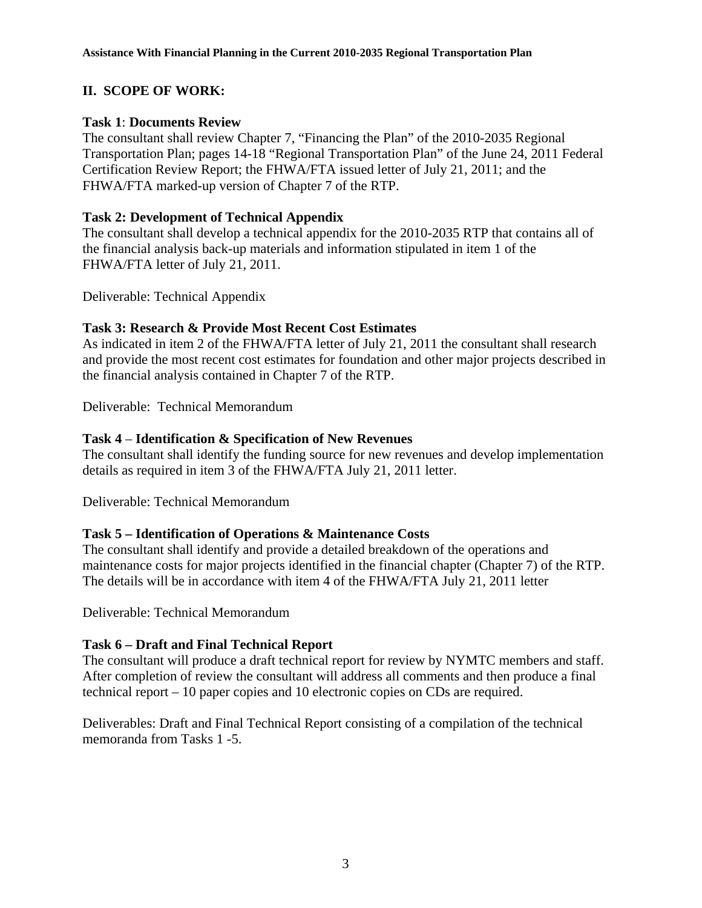## II. SCOPE OF WORK:

**Task 1**: **Documents Review**

The consultant shall review Chapter 7, "Financing the Plan" of the 2010-2035 Regional Transportation Plan; pages 14-18 "Regional Transportation Plan" of the June 24, 2011 Federal Certification Review Report; the FHWA/FTA issued letter of July 21, 2011; and the FHWA/FTA marked-up version of Chapter 7 of the RTP.

**Task 2: Development of Technical Appendix**

The consultant shall develop a technical appendix for the 2010-2035 RTP that contains all of the financial analysis back-up materials and information stipulated in item 1 of the FHWA/FTA letter of July 21, 2011.

Deliverable: Technical Appendix

**Task 3: Research & Provide Most Recent Cost Estimates**

As indicated in item 2 of the FHWA/FTA letter of July 21, 2011 the consultant shall research and provide the most recent cost estimates for foundation and other major projects described in the financial analysis contained in Chapter 7 of the RTP.

Deliverable: Technical Memorandum

**Task 4 – Identification & Specification of New Revenues**

The consultant shall identify the funding source for new revenues and develop implementation details as required in item 3 of the FHWA/FTA July 21, 2011 letter.

Deliverable: Technical Memorandum

**Task 5 – Identification of Operations & Maintenance Costs**

The consultant shall identify and provide a detailed breakdown of the operations and maintenance costs for major projects identified in the financial chapter (Chapter 7) of the RTP. The details will be in accordance with item 4 of the FHWA/FTA July 21, 2011 letter

Deliverable: Technical Memorandum

**Task 6 – Draft and Final Technical Report**

The consultant will produce a draft technical report for review by NYMTC members and staff. After completion of review the consultant will address all comments and then produce a final technical report – 10 paper copies and 10 electronic copies on CDs are required.

Deliverables: Draft and Final Technical Report consisting of a compilation of the technical memoranda from Tasks 1 -5.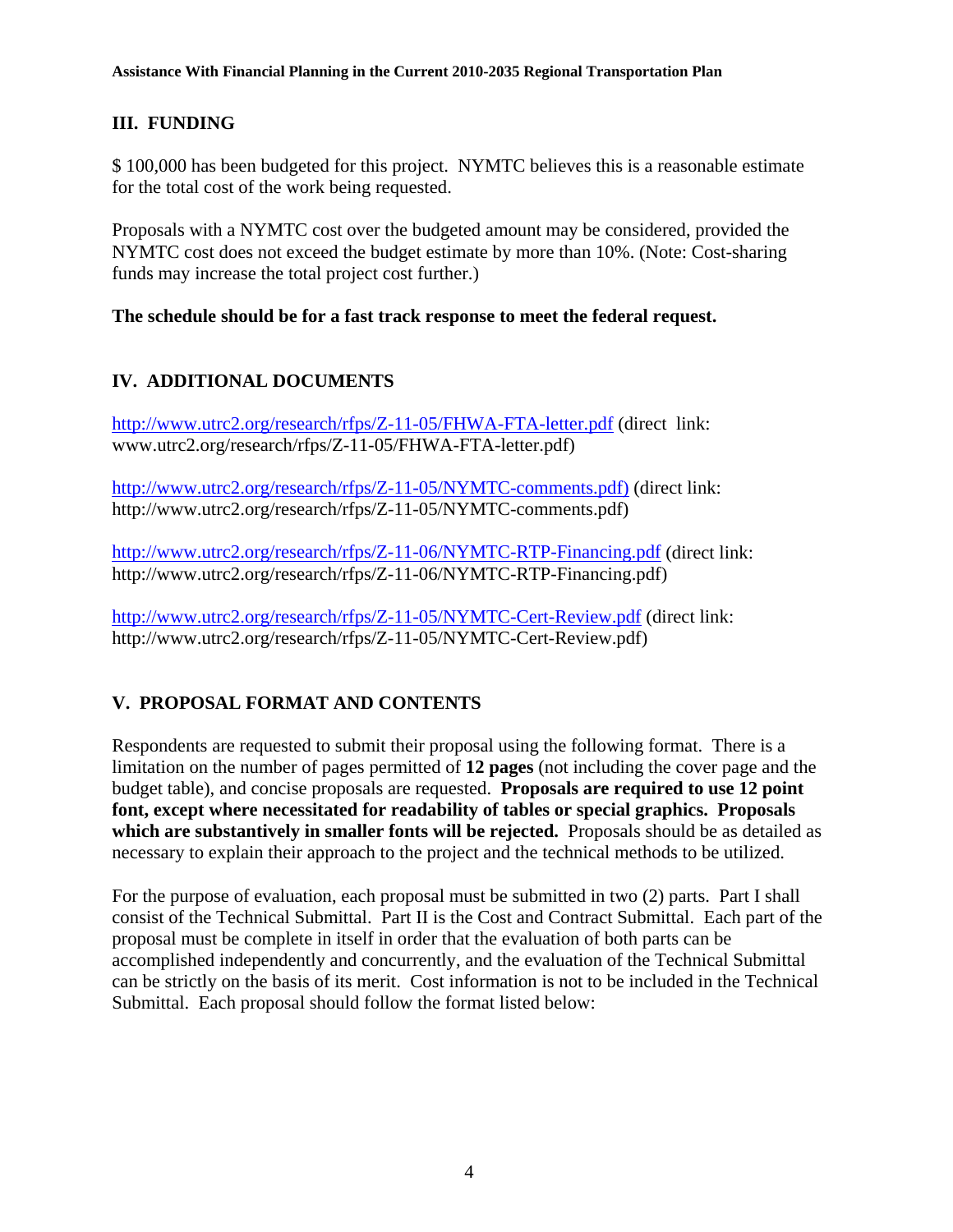## III. FUNDING

$ 100,000 has been budgeted for this project. NYMTC believes this is a reasonable estimate for the total cost of the work being requested.

Proposals with a NYMTC cost over the budgeted amount may be considered, provided the NYMTC cost does not exceed the budget estimate by more than 10%. (Note: Cost-sharing funds may increase the total project cost further.)

**The schedule should be for a fast track response to meet the federal request.**

## IV. ADDITIONAL DOCUMENTS

http://www.utrc2.org/research/rfps/Z-11-05/FHWA-FTA-letter.pdf (direct link: www.utrc2.org/research/rfps/Z-11-05/FHWA-FTA-letter.pdf)

http://www.utrc2.org/research/rfps/Z-11-05/NYMTC-comments.pdf) (direct link: http://www.utrc2.org/research/rfps/Z-11-05/NYMTC-comments.pdf)

http://www.utrc2.org/research/rfps/Z-11-06/NYMTC-RTP-Financing.pdf (direct link: http://www.utrc2.org/research/rfps/Z-11-06/NYMTC-RTP-Financing.pdf)

http://www.utrc2.org/research/rfps/Z-11-05/NYMTC-Cert-Review.pdf (direct link: http://www.utrc2.org/research/rfps/Z-11-05/NYMTC-Cert-Review.pdf)

## V. PROPOSAL FORMAT AND CONTENTS

Respondents are requested to submit their proposal using the following format. There is a limitation on the number of pages permitted of **12 pages** (not including the cover page and the budget table), and concise proposals are requested. **Proposals are required to use 12 point font, except where necessitated for readability of tables or special graphics. Proposals which are substantively in smaller fonts will be rejected.** Proposals should be as detailed as necessary to explain their approach to the project and the technical methods to be utilized.

For the purpose of evaluation, each proposal must be submitted in two (2) parts. Part I shall consist of the Technical Submittal. Part II is the Cost and Contract Submittal. Each part of the proposal must be complete in itself in order that the evaluation of both parts can be accomplished independently and concurrently, and the evaluation of the Technical Submittal can be strictly on the basis of its merit. Cost information is not to be included in the Technical Submittal. Each proposal should follow the format listed below: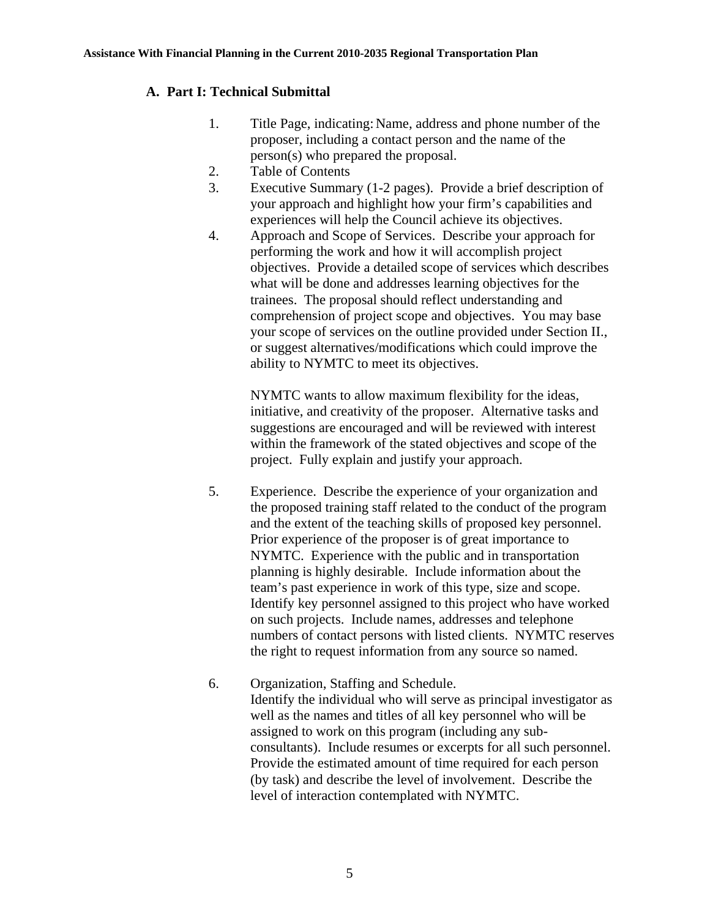## A. Part I: Technical Submittal

1. Title Page, indicating: Name, address and phone number of the proposer, including a contact person and the name of the person(s) who prepared the proposal.
2. Table of Contents
3. Executive Summary (1-2 pages). Provide a brief description of your approach and highlight how your firm's capabilities and experiences will help the Council achieve its objectives.
4. Approach and Scope of Services. Describe your approach for performing the work and how it will accomplish project objectives. Provide a detailed scope of services which describes what will be done and addresses learning objectives for the trainees. The proposal should reflect understanding and comprehension of project scope and objectives. You may base your scope of services on the outline provided under Section II., or suggest alternatives/modifications which could improve the ability to NYMTC to meet its objectives.

   NYMTC wants to allow maximum flexibility for the ideas, initiative, and creativity of the proposer. Alternative tasks and suggestions are encouraged and will be reviewed with interest within the framework of the stated objectives and scope of the project. Fully explain and justify your approach.

5. Experience. Describe the experience of your organization and the proposed training staff related to the conduct of the program and the extent of the teaching skills of proposed key personnel. Prior experience of the proposer is of great importance to NYMTC. Experience with the public and in transportation planning is highly desirable. Include information about the team's past experience in work of this type, size and scope. Identify key personnel assigned to this project who have worked on such projects. Include names, addresses and telephone numbers of contact persons with listed clients. NYMTC reserves the right to request information from any source so named.

6. Organization, Staffing and Schedule.
   Identify the individual who will serve as principal investigator as well as the names and titles of all key personnel who will be assigned to work on this program (including any sub-consultants). Include resumes or excerpts for all such personnel. Provide the estimated amount of time required for each person (by task) and describe the level of involvement. Describe the level of interaction contemplated with NYMTC.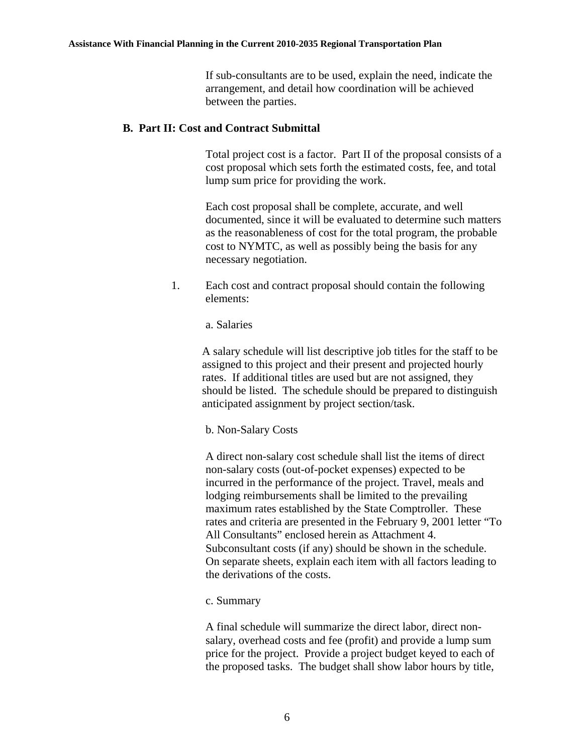If sub-consultants are to be used, explain the need, indicate the arrangement, and detail how coordination will be achieved between the parties.

## B. Part II: Cost and Contract Submittal

Total project cost is a factor. Part II of the proposal consists of a cost proposal which sets forth the estimated costs, fee, and total lump sum price for providing the work.

Each cost proposal shall be complete, accurate, and well documented, since it will be evaluated to determine such matters as the reasonableness of cost for the total program, the probable cost to NYMTC, as well as possibly being the basis for any necessary negotiation.

1. Each cost and contract proposal should contain the following elements:

   a. Salaries

   A salary schedule will list descriptive job titles for the staff to be assigned to this project and their present and projected hourly rates. If additional titles are used but are not assigned, they should be listed. The schedule should be prepared to distinguish anticipated assignment by project section/task.

   b. Non-Salary Costs

   A direct non-salary cost schedule shall list the items of direct non-salary costs (out-of-pocket expenses) expected to be incurred in the performance of the project. Travel, meals and lodging reimbursements shall be limited to the prevailing maximum rates established by the State Comptroller. These rates and criteria are presented in the February 9, 2001 letter "To All Consultants" enclosed herein as Attachment 4. Subconsultant costs (if any) should be shown in the schedule. On separate sheets, explain each item with all factors leading to the derivations of the costs.

   c. Summary

   A final schedule will summarize the direct labor, direct non-salary, overhead costs and fee (profit) and provide a lump sum price for the project. Provide a project budget keyed to each of the proposed tasks. The budget shall show labor hours by title,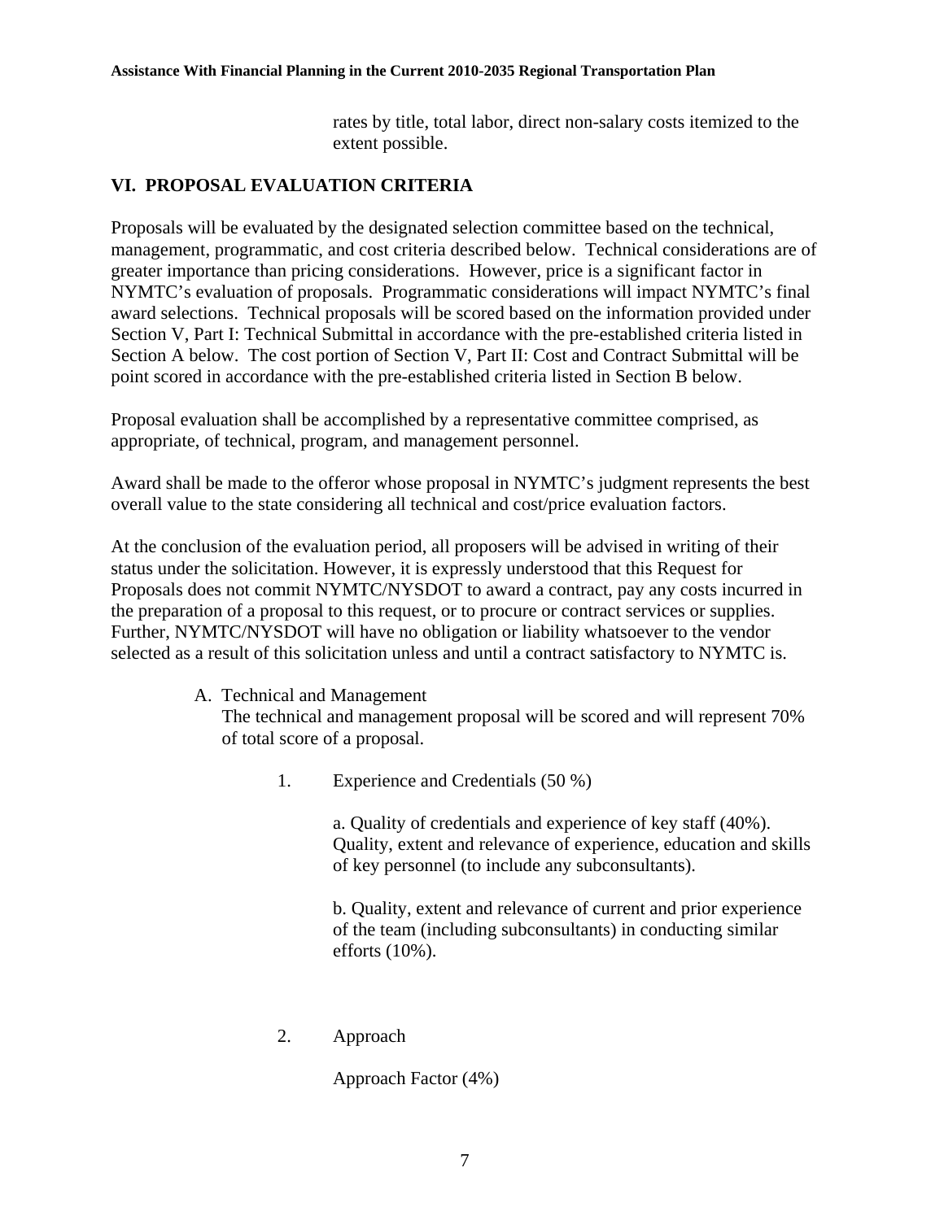rates by title, total labor, direct non-salary costs itemized to the extent possible.

## VI. PROPOSAL EVALUATION CRITERIA

Proposals will be evaluated by the designated selection committee based on the technical, management, programmatic, and cost criteria described below. Technical considerations are of greater importance than pricing considerations. However, price is a significant factor in NYMTC's evaluation of proposals. Programmatic considerations will impact NYMTC's final award selections. Technical proposals will be scored based on the information provided under Section V, Part I: Technical Submittal in accordance with the pre-established criteria listed in Section A below. The cost portion of Section V, Part II: Cost and Contract Submittal will be point scored in accordance with the pre-established criteria listed in Section B below.

Proposal evaluation shall be accomplished by a representative committee comprised, as appropriate, of technical, program, and management personnel.

Award shall be made to the offeror whose proposal in NYMTC's judgment represents the best overall value to the state considering all technical and cost/price evaluation factors.

At the conclusion of the evaluation period, all proposers will be advised in writing of their status under the solicitation. However, it is expressly understood that this Request for Proposals does not commit NYMTC/NYSDOT to award a contract, pay any costs incurred in the preparation of a proposal to this request, or to procure or contract services or supplies. Further, NYMTC/NYSDOT will have no obligation or liability whatsoever to the vendor selected as a result of this solicitation unless and until a contract satisfactory to NYMTC is.

A. Technical and Management
   The technical and management proposal will be scored and will represent 70% of total score of a proposal.

   1. Experience and Credentials (50 %)

      a. Quality of credentials and experience of key staff (40%). Quality, extent and relevance of experience, education and skills of key personnel (to include any subconsultants).

      b. Quality, extent and relevance of current and prior experience of the team (including subconsultants) in conducting similar efforts (10%).

   2. Approach

      Approach Factor (4%)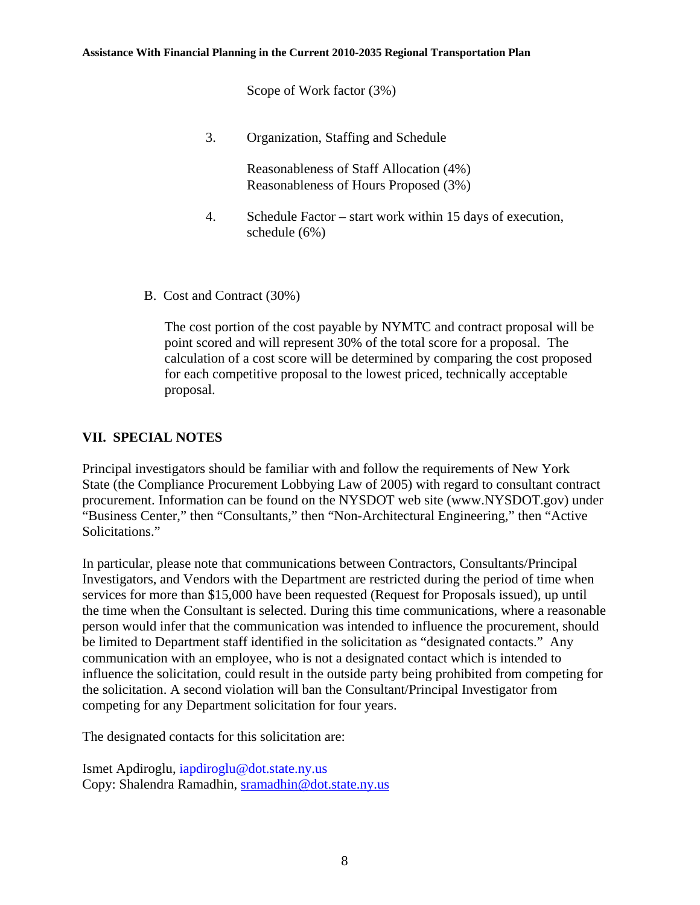Scope of Work factor (3%)

3. Organization, Staffing and Schedule

   Reasonableness of Staff Allocation (4%)
   Reasonableness of Hours Proposed (3%)

4. Schedule Factor – start work within 15 days of execution, schedule (6%)

B. Cost and Contract (30%)

The cost portion of the cost payable by NYMTC and contract proposal will be point scored and will represent 30% of the total score for a proposal. The calculation of a cost score will be determined by comparing the cost proposed for each competitive proposal to the lowest priced, technically acceptable proposal.

## VII. SPECIAL NOTES

Principal investigators should be familiar with and follow the requirements of New York State (the Compliance Procurement Lobbying Law of 2005) with regard to consultant contract procurement. Information can be found on the NYSDOT web site (www.NYSDOT.gov) under "Business Center," then "Consultants," then "Non-Architectural Engineering," then "Active Solicitations."

In particular, please note that communications between Contractors, Consultants/Principal Investigators, and Vendors with the Department are restricted during the period of time when services for more than $15,000 have been requested (Request for Proposals issued), up until the time when the Consultant is selected. During this time communications, where a reasonable person would infer that the communication was intended to influence the procurement, should be limited to Department staff identified in the solicitation as "designated contacts." Any communication with an employee, who is not a designated contact which is intended to influence the solicitation, could result in the outside party being prohibited from competing for the solicitation. A second violation will ban the Consultant/Principal Investigator from competing for any Department solicitation for four years.

The designated contacts for this solicitation are:

Ismet Apdiroglu, iapdiroglu@dot.state.ny.us
Copy: Shalendra Ramadhin, sramadhin@dot.state.ny.us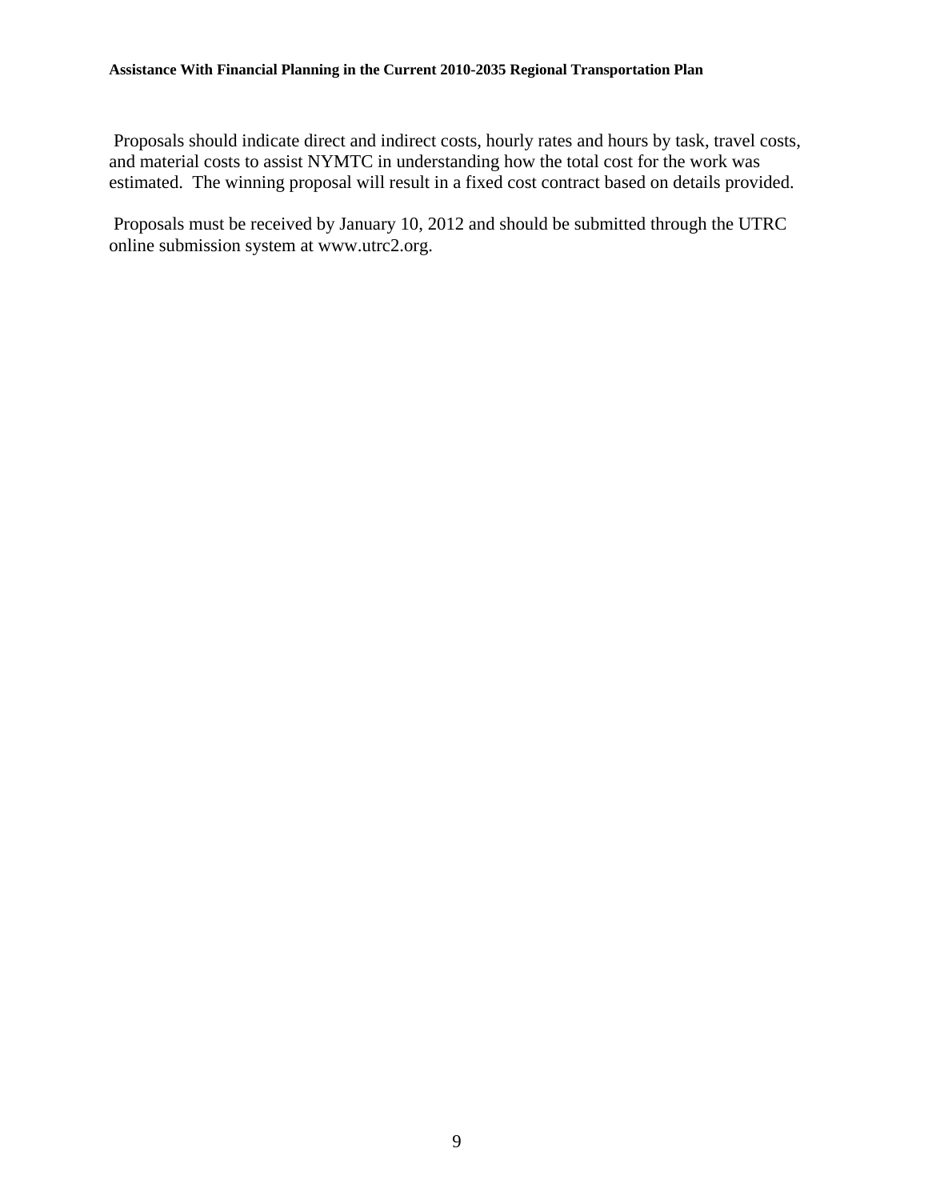Proposals should indicate direct and indirect costs, hourly rates and hours by task, travel costs, and material costs to assist NYMTC in understanding how the total cost for the work was estimated. The winning proposal will result in a fixed cost contract based on details provided.

Proposals must be received by January 10, 2012 and should be submitted through the UTRC online submission system at www.utrc2.org.